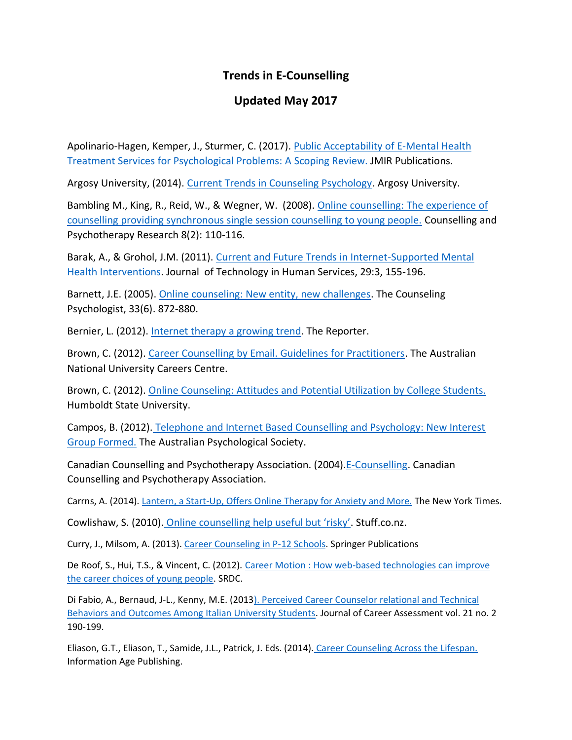# Trends in E-Counselling

## Updated May 2017

Apolinario-Hagen, Kemper, J., Sturmer, C. (2017). Public Acceptability of E-Mental Health Treatment Services for Psychological Problems: A Scoping Review. JMIR Publications.

Argosy University, (2014). Current Trends in Counseling Psychology. Argosy University.

Bambling M., King, R., Reid, W., & Wegner, W. (2008). Online counselling: The experience of counselling providing synchronous single session counselling to young people. Counselling and Psychotherapy Research 8(2): 110-116.

Barak, A., & Grohol, J.M. (2011). Current and Future Trends in Internet-Supported Mental Health Interventions. Journal of Technology in Human Services, 29:3, 155-196.

Barnett, J.E. (2005). Online counseling: New entity, new challenges. The Counseling Psychologist, 33(6). 872-880.

Bernier, L. (2012). Internet therapy a growing trend. The Reporter.

Brown, C. (2012). Career Counselling by Email. Guidelines for Practitioners. The Australian National University Careers Centre.

Brown, C. (2012). Online Counseling: Attitudes and Potential Utilization by College Students. Humboldt State University.

Campos, B. (2012). Telephone and Internet Based Counselling and Psychology: New Interest Group Formed. The Australian Psychological Society.

Canadian Counselling and Psychotherapy Association. (2004). E-Counselling. Canadian Counselling and Psychotherapy Association.

Carrns, A. (2014). Lantern, a Start-Up, Offers Online Therapy for Anxiety and More. The New York Times.

Cowlishaw, S. (2010). Online counselling help useful but 'risky'. Stuff.co.nz.

Curry, J., Milsom, A. (2013). Career Counseling in P-12 Schools. Springer Publications

De Roof, S., Hui, T.S., & Vincent, C. (2012). Career Motion : How web-based technologies can improve the career choices of young people. SRDC.

Di Fabio, A., Bernaud, J-L., Kenny, M.E. (2013). Perceived Career Counselor relational and Technical Behaviors and Outcomes Among Italian University Students. Journal of Career Assessment vol. 21 no. 2 190-199.

Eliason, G.T., Eliason, T., Samide, J.L., Patrick, J. Eds. (2014). Career Counseling Across the Lifespan. Information Age Publishing.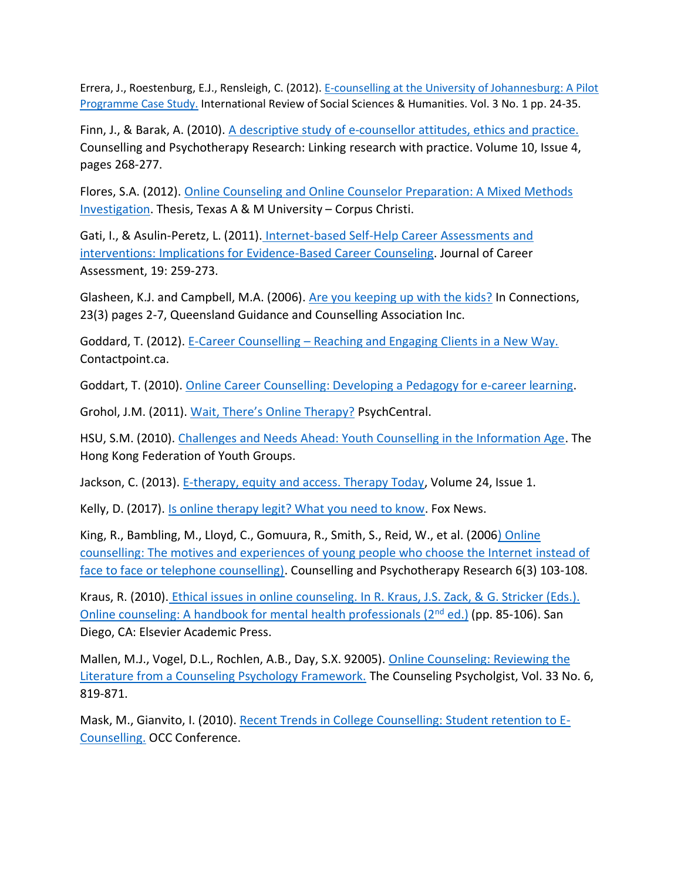Errera, J., Roestenburg, E.J., Rensleigh, C. (2012). E-counselling at the University of Johannesburg: A Pilot Programme Case Study. International Review of Social Sciences & Humanities. Vol. 3 No. 1 pp. 24-35.

Finn, J., & Barak, A. (2010). A descriptive study of e-counsellor attitudes, ethics and practice. Counselling and Psychotherapy Research: Linking research with practice. Volume 10, Issue 4, pages 268-277.

Flores, S.A. (2012). Online Counseling and Online Counselor Preparation: A Mixed Methods Investigation. Thesis, Texas A & M University – Corpus Christi.

Gati, I., & Asulin-Peretz, L. (2011). Internet-based Self-Help Career Assessments and interventions: Implications for Evidence-Based Career Counseling. Journal of Career Assessment, 19: 259-273.

Glasheen, K.J. and Campbell, M.A. (2006). Are you keeping up with the kids? In Connections, 23(3) pages 2-7, Queensland Guidance and Counselling Association Inc.

Goddard, T. (2012). E-Career Counselling – Reaching and Engaging Clients in a New Way. Contactpoint.ca.

Goddart, T. (2010). Online Career Counselling: Developing a Pedagogy for e-career learning.

Grohol, J.M. (2011). Wait, There's Online Therapy? PsychCentral.

HSU, S.M. (2010). Challenges and Needs Ahead: Youth Counselling in the Information Age. The Hong Kong Federation of Youth Groups.

Jackson, C. (2013). E-therapy, equity and access. Therapy Today, Volume 24, Issue 1.

Kelly, D. (2017). Is online therapy legit? What you need to know. Fox News.

King, R., Bambling, M., Lloyd, C., Gomuura, R., Smith, S., Reid, W., et al. (2006) Online counselling: The motives and experiences of young people who choose the Internet instead of face to face or telephone counselling). Counselling and Psychotherapy Research 6(3) 103-108.

Kraus, R. (2010). Ethical issues in online counseling. In R. Kraus, J.S. Zack, & G. Stricker (Eds.). Online counseling: A handbook for mental health professionals (2nd ed.) (pp. 85-106). San Diego, CA: Elsevier Academic Press.

Mallen, M.J., Vogel, D.L., Rochlen, A.B., Day, S.X. 92005). Online Counseling: Reviewing the Literature from a Counseling Psychology Framework. The Counseling Psycholgist, Vol. 33 No. 6, 819-871.

Mask, M., Gianvito, I. (2010). Recent Trends in College Counselling: Student retention to E-Counselling. OCC Conference.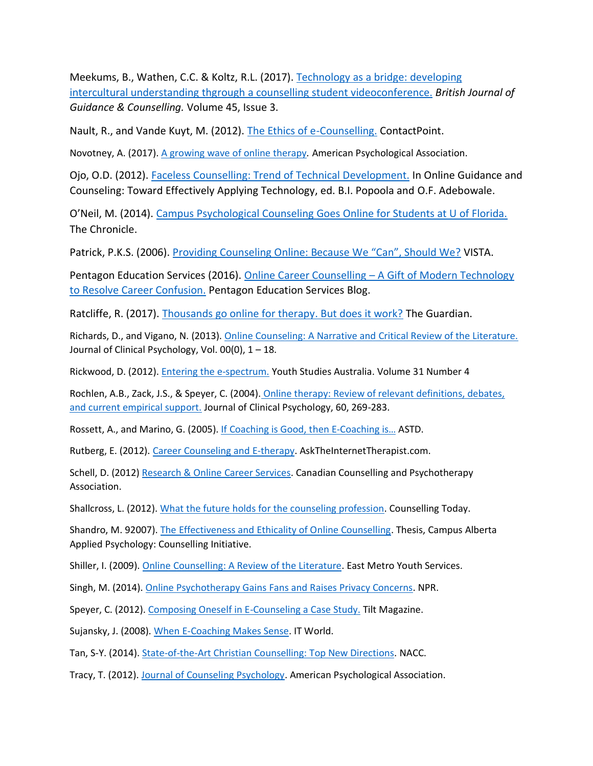Meekums, B., Wathen, C.C. & Koltz, R.L. (2017). [Technology as a bridge: developing intercultural understanding thgrough a counselling student videoconference.] *British Journal of Guidance & Counselling.* Volume 45, Issue 3.

Nault, R., and Vande Kuyt, M. (2012). [The Ethics of e-Counselling.] ContactPoint.

Novotney, A. (2017). [A growing wave of online therapy.] American Psychological Association.

Ojo, O.D. (2012). [Faceless Counselling: Trend of Technical Development.] In Online Guidance and Counseling: Toward Effectively Applying Technology, ed. B.I. Popoola and O.F. Adebowale.

O'Neil, M. (2014). [Campus Psychological Counseling Goes Online for Students at U of Florida.] The Chronicle.

Patrick, P.K.S. (2006). [Providing Counseling Online: Because We "Can", Should We?] VISTA.

Pentagon Education Services (2016). [Online Career Counselling – A Gift of Modern Technology to Resolve Career Confusion.] Pentagon Education Services Blog.

Ratcliffe, R. (2017). [Thousands go online for therapy. But does it work?] The Guardian.

Richards, D., and Vigano, N. (2013). [Online Counseling: A Narrative and Critical Review of the Literature.] Journal of Clinical Psychology, Vol. 00(0), 1 – 18.

Rickwood, D. (2012). [Entering the e-spectrum.] Youth Studies Australia. Volume 31 Number 4

Rochlen, A.B., Zack, J.S., & Speyer, C. (2004). [Online therapy: Review of relevant definitions, debates, and current empirical support.] Journal of Clinical Psychology, 60, 269-283.

Rossett, A., and Marino, G. (2005). [If Coaching is Good, then E-Coaching is…] ASTD.

Rutberg, E. (2012). [Career Counseling and E-therapy]. AskTheInternetTherapist.com.

Schell, D. (2012) [Research & Online Career Services]. Canadian Counselling and Psychotherapy Association.

Shallcross, L. (2012). [What the future holds for the counseling profession]. Counselling Today.

Shandro, M. 92007). [The Effectiveness and Ethicality of Online Counselling]. Thesis, Campus Alberta Applied Psychology: Counselling Initiative.

Shiller, I. (2009). [Online Counselling: A Review of the Literature]. East Metro Youth Services.

Singh, M. (2014). [Online Psychotherapy Gains Fans and Raises Privacy Concerns]. NPR.

Speyer, C. (2012). [Composing Oneself in E-Counseling a Case Study.] Tilt Magazine.

Sujansky, J. (2008). [When E-Coaching Makes Sense]. IT World.

Tan, S-Y. (2014). [State-of-the-Art Christian Counselling: Top New Directions]. NACC.

Tracy, T. (2012). [Journal of Counseling Psychology]. American Psychological Association.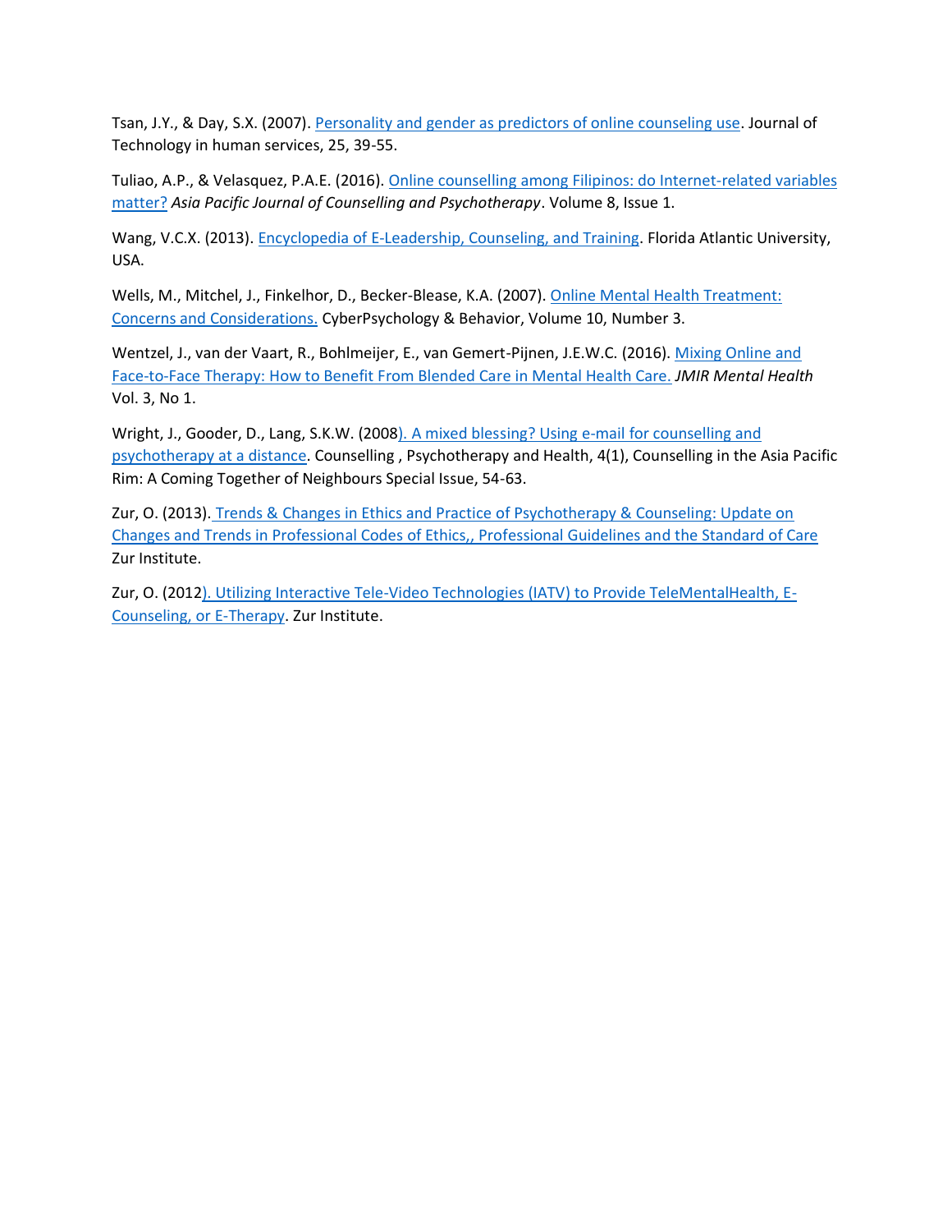Tsan, J.Y., & Day, S.X. (2007). Personality and gender as predictors of online counseling use. Journal of Technology in human services, 25, 39-55.

Tuliao, A.P., & Velasquez, P.A.E. (2016). Online counselling among Filipinos: do Internet-related variables matter? *Asia Pacific Journal of Counselling and Psychotherapy*. Volume 8, Issue 1.

Wang, V.C.X. (2013). Encyclopedia of E-Leadership, Counseling, and Training. Florida Atlantic University, USA.

Wells, M., Mitchel, J., Finkelhor, D., Becker-Blease, K.A. (2007). Online Mental Health Treatment: Concerns and Considerations. CyberPsychology & Behavior, Volume 10, Number 3.

Wentzel, J., van der Vaart, R., Bohlmeijer, E., van Gemert-Pijnen, J.E.W.C. (2016). Mixing Online and Face-to-Face Therapy: How to Benefit From Blended Care in Mental Health Care. *JMIR Mental Health* Vol. 3, No 1.

Wright, J., Gooder, D., Lang, S.K.W. (2008). A mixed blessing? Using e-mail for counselling and psychotherapy at a distance. Counselling , Psychotherapy and Health, 4(1), Counselling in the Asia Pacific Rim: A Coming Together of Neighbours Special Issue, 54-63.

Zur, O. (2013). Trends & Changes in Ethics and Practice of Psychotherapy & Counseling: Update on Changes and Trends in Professional Codes of Ethics,, Professional Guidelines and the Standard of Care Zur Institute.

Zur, O. (2012). Utilizing Interactive Tele-Video Technologies (IATV) to Provide TeleMentalHealth, E-Counseling, or E-Therapy. Zur Institute.